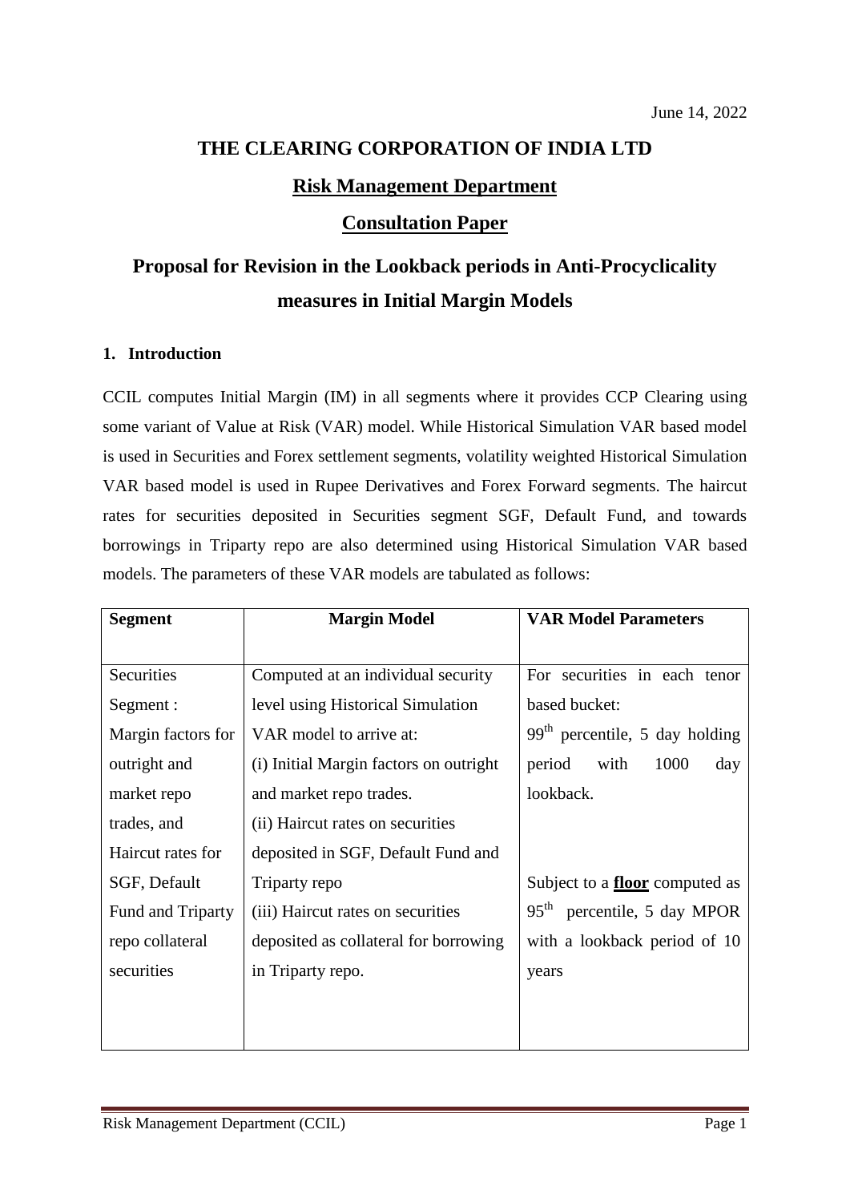June 14, 2022

# THE CLEARING CORPORATION OF INDIA LTD

## Risk Management Department

## Consultation Paper

# Proposal for Revision in the Lookback periods in Anti-Procyclicality measures in Initial Margin Models

### 1. Introduction

CCIL computes Initial Margin (IM) in all segments where it provides CCP Clearing using some variant of Value at Risk (VAR) model. While Historical Simulation VAR based model is used in Securities and Forex settlement segments, volatility weighted Historical Simulation VAR based model is used in Rupee Derivatives and Forex Forward segments. The haircut rates for securities deposited in Securities segment SGF, Default Fund, and towards borrowings in Triparty repo are also determined using Historical Simulation VAR based models. The parameters of these VAR models are tabulated as follows:

| Segment | Margin Model | VAR Model Parameters |
|---|---|---|
| Securities Segment : Margin factors for outright and market repo trades, and Haircut rates for SGF, Default Fund and Triparty repo collateral securities | Computed at an individual security level using Historical Simulation VAR model to arrive at:<br>(i) Initial Margin factors on outright and market repo trades.<br>(ii) Haircut rates on securities deposited in SGF, Default Fund and Triparty repo<br>(iii) Haircut rates on securities deposited as collateral for borrowing in Triparty repo. | For securities in each tenor based bucket:<br>99th percentile, 5 day holding period with 1000 day lookback.<br><br>Subject to a **floor** computed as 95th percentile, 5 day MPOR with a lookback period of 10 years |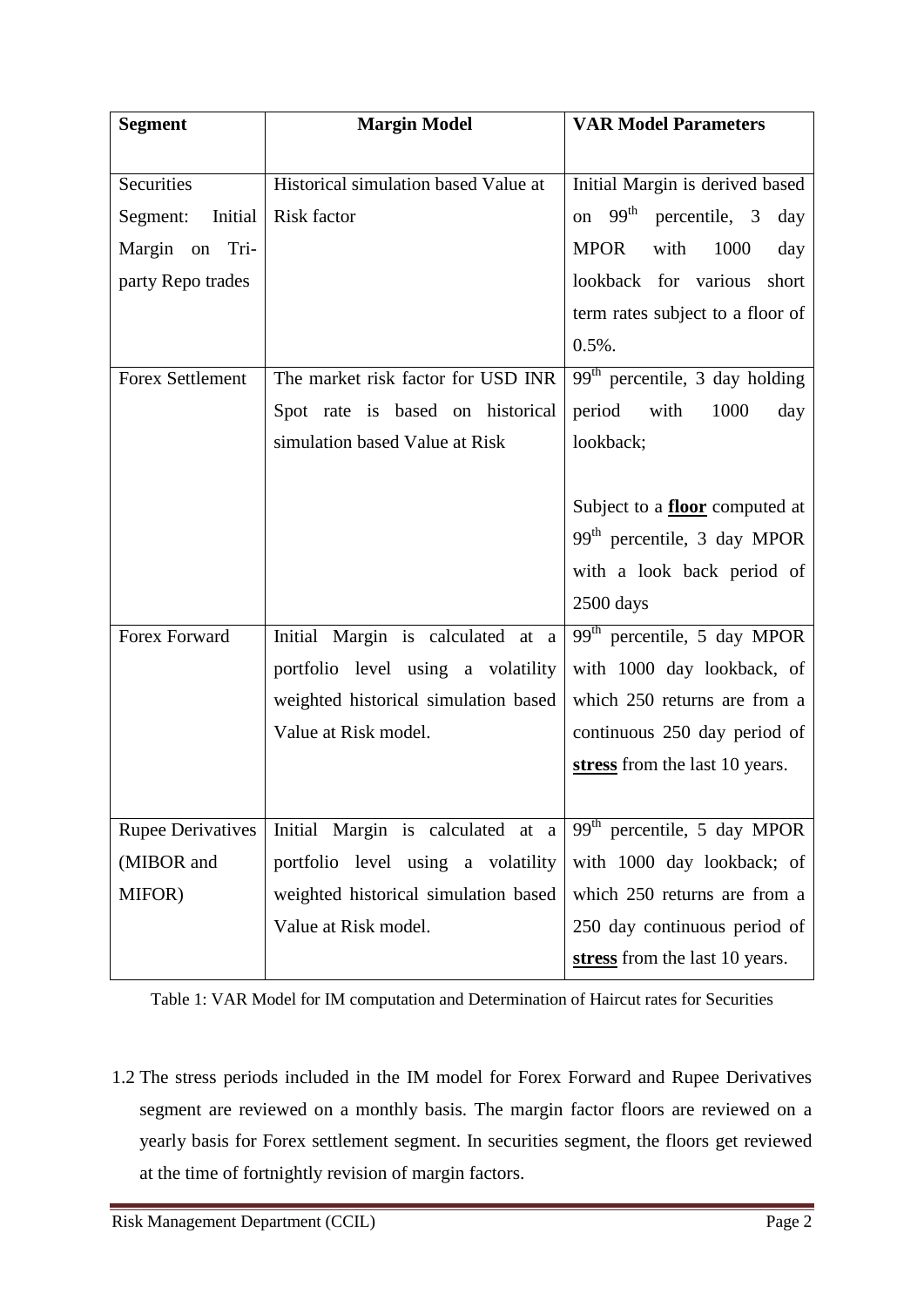| **Segment** | **Margin Model** | **VAR Model Parameters** |
|---|---|---|
| Securities Segment: Initial Margin on Tri-party Repo trades | Historical simulation based Value at Risk factor | Initial Margin is derived based on 99th percentile, 3 day MPOR with 1000 day lookback for various short term rates subject to a floor of 0.5%. |
| Forex Settlement | The market risk factor for USD INR Spot rate is based on historical simulation based Value at Risk | 99th percentile, 3 day holding period with 1000 day lookback;<br><br>Subject to a **floor** computed at 99th percentile, 3 day MPOR with a look back period of 2500 days |
| Forex Forward | Initial Margin is calculated at a portfolio level using a volatility weighted historical simulation based Value at Risk model. | 99th percentile, 5 day MPOR with 1000 day lookback, of which 250 returns are from a continuous 250 day period of **stress** from the last 10 years. |
| Rupee Derivatives (MIBOR and MIFOR) | Initial Margin is calculated at a portfolio level using a volatility weighted historical simulation based Value at Risk model. | 99th percentile, 5 day MPOR with 1000 day lookback; of which 250 returns are from a 250 day continuous period of **stress** from the last 10 years. |

Table 1: VAR Model for IM computation and Determination of Haircut rates for Securities

1.2 The stress periods included in the IM model for Forex Forward and Rupee Derivatives segment are reviewed on a monthly basis. The margin factor floors are reviewed on a yearly basis for Forex settlement segment. In securities segment, the floors get reviewed at the time of fortnightly revision of margin factors.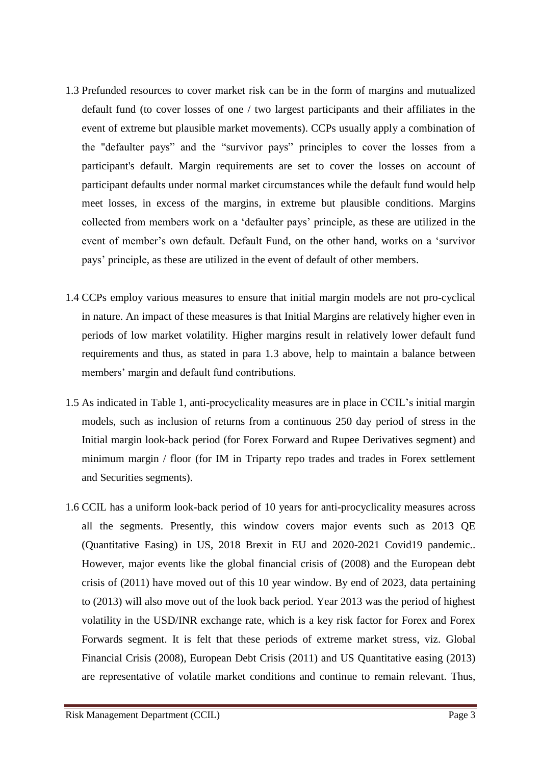1.3 Prefunded resources to cover market risk can be in the form of margins and mutualized default fund (to cover losses of one / two largest participants and their affiliates in the event of extreme but plausible market movements). CCPs usually apply a combination of the "defaulter pays" and the "survivor pays" principles to cover the losses from a participant's default. Margin requirements are set to cover the losses on account of participant defaults under normal market circumstances while the default fund would help meet losses, in excess of the margins, in extreme but plausible conditions. Margins collected from members work on a 'defaulter pays' principle, as these are utilized in the event of member's own default. Default Fund, on the other hand, works on a 'survivor pays' principle, as these are utilized in the event of default of other members.

1.4 CCPs employ various measures to ensure that initial margin models are not pro-cyclical in nature. An impact of these measures is that Initial Margins are relatively higher even in periods of low market volatility. Higher margins result in relatively lower default fund requirements and thus, as stated in para 1.3 above, help to maintain a balance between members' margin and default fund contributions.

1.5 As indicated in Table 1, anti-procyclicality measures are in place in CCIL's initial margin models, such as inclusion of returns from a continuous 250 day period of stress in the Initial margin look-back period (for Forex Forward and Rupee Derivatives segment) and minimum margin / floor (for IM in Triparty repo trades and trades in Forex settlement and Securities segments).

1.6 CCIL has a uniform look-back period of 10 years for anti-procyclicality measures across all the segments. Presently, this window covers major events such as 2013 QE (Quantitative Easing) in US, 2018 Brexit in EU and 2020-2021 Covid19 pandemic.. However, major events like the global financial crisis of (2008) and the European debt crisis of (2011) have moved out of this 10 year window. By end of 2023, data pertaining to (2013) will also move out of the look back period. Year 2013 was the period of highest volatility in the USD/INR exchange rate, which is a key risk factor for Forex and Forex Forwards segment. It is felt that these periods of extreme market stress, viz. Global Financial Crisis (2008), European Debt Crisis (2011) and US Quantitative easing (2013) are representative of volatile market conditions and continue to remain relevant. Thus,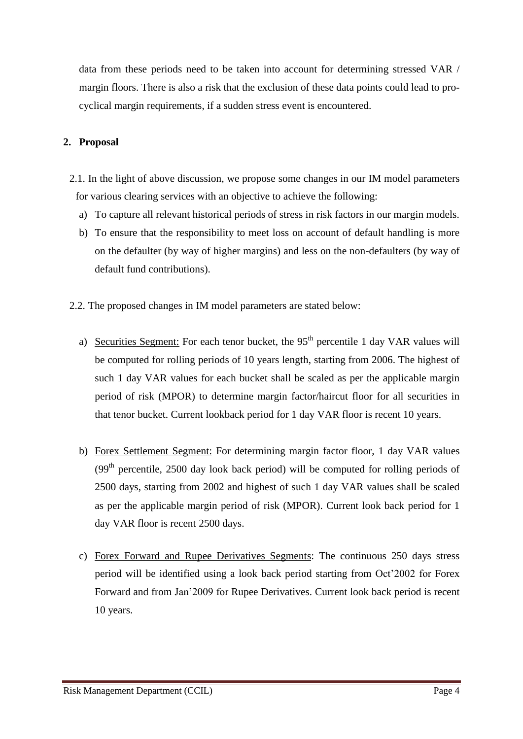data from these periods need to be taken into account for determining stressed VAR / margin floors. There is also a risk that the exclusion of these data points could lead to pro-cyclical margin requirements, if a sudden stress event is encountered.

## 2. Proposal

2.1. In the light of above discussion, we propose some changes in our IM model parameters for various clearing services with an objective to achieve the following:

a) To capture all relevant historical periods of stress in risk factors in our margin models.

b) To ensure that the responsibility to meet loss on account of default handling is more on the defaulter (by way of higher margins) and less on the non-defaulters (by way of default fund contributions).

2.2. The proposed changes in IM model parameters are stated below:

a) Securities Segment: For each tenor bucket, the 95th percentile 1 day VAR values will be computed for rolling periods of 10 years length, starting from 2006. The highest of such 1 day VAR values for each bucket shall be scaled as per the applicable margin period of risk (MPOR) to determine margin factor/haircut floor for all securities in that tenor bucket. Current lookback period for 1 day VAR floor is recent 10 years.

b) Forex Settlement Segment: For determining margin factor floor, 1 day VAR values (99th percentile, 2500 day look back period) will be computed for rolling periods of 2500 days, starting from 2002 and highest of such 1 day VAR values shall be scaled as per the applicable margin period of risk (MPOR). Current look back period for 1 day VAR floor is recent 2500 days.

c) Forex Forward and Rupee Derivatives Segments: The continuous 250 days stress period will be identified using a look back period starting from Oct'2002 for Forex Forward and from Jan'2009 for Rupee Derivatives. Current look back period is recent 10 years.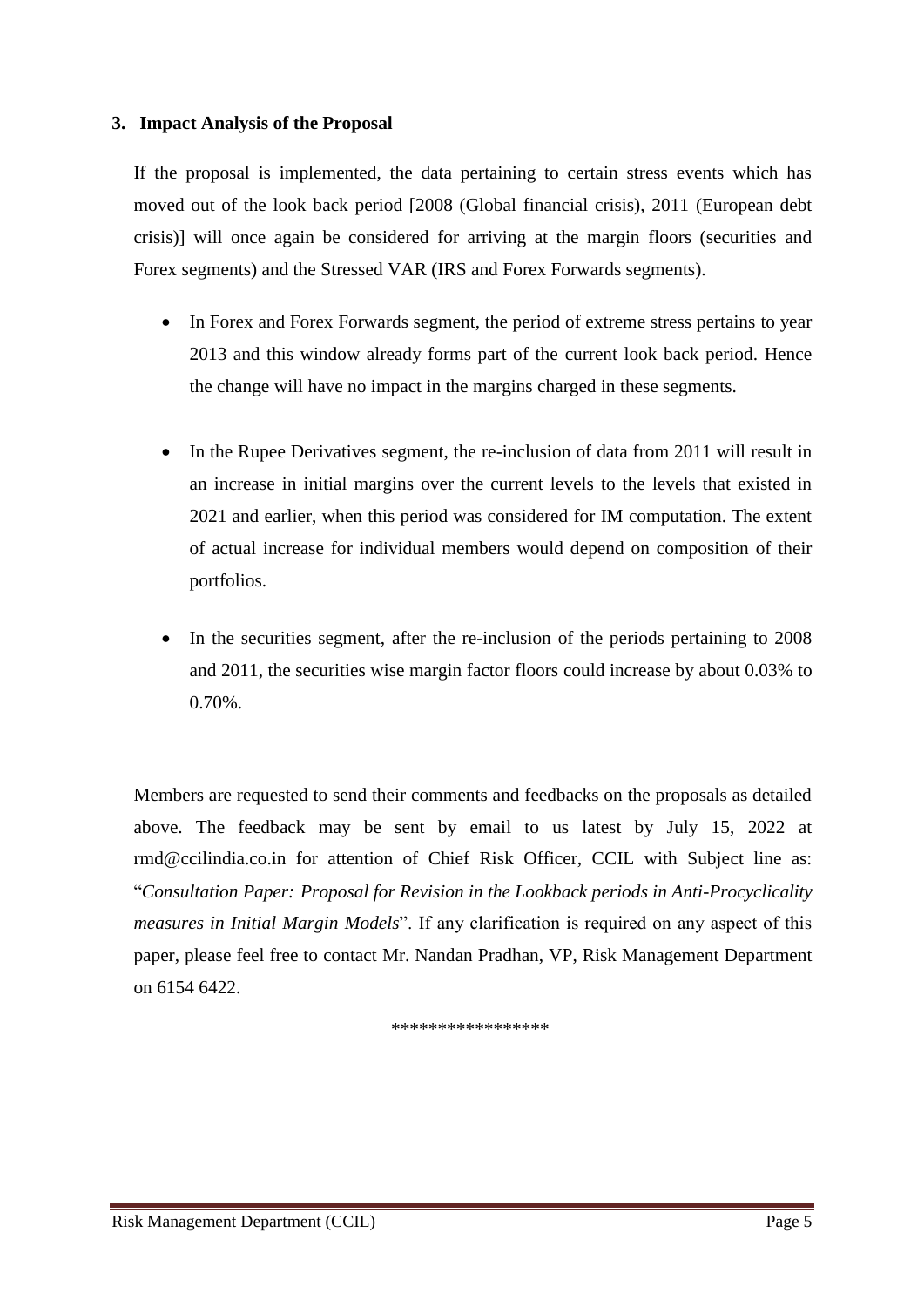## 3. Impact Analysis of the Proposal

If the proposal is implemented, the data pertaining to certain stress events which has moved out of the look back period [2008 (Global financial crisis), 2011 (European debt crisis)] will once again be considered for arriving at the margin floors (securities and Forex segments) and the Stressed VAR (IRS and Forex Forwards segments).

- In Forex and Forex Forwards segment, the period of extreme stress pertains to year 2013 and this window already forms part of the current look back period. Hence the change will have no impact in the margins charged in these segments.

- In the Rupee Derivatives segment, the re-inclusion of data from 2011 will result in an increase in initial margins over the current levels to the levels that existed in 2021 and earlier, when this period was considered for IM computation. The extent of actual increase for individual members would depend on composition of their portfolios.

- In the securities segment, after the re-inclusion of the periods pertaining to 2008 and 2011, the securities wise margin factor floors could increase by about 0.03% to 0.70%.

Members are requested to send their comments and feedbacks on the proposals as detailed above. The feedback may be sent by email to us latest by July 15, 2022 at rmd@ccilindia.co.in for attention of Chief Risk Officer, CCIL with Subject line as: "*Consultation Paper: Proposal for Revision in the Lookback periods in Anti-Procyclicality measures in Initial Margin Models*". If any clarification is required on any aspect of this paper, please feel free to contact Mr. Nandan Pradhan, VP, Risk Management Department on 6154 6422.

****************